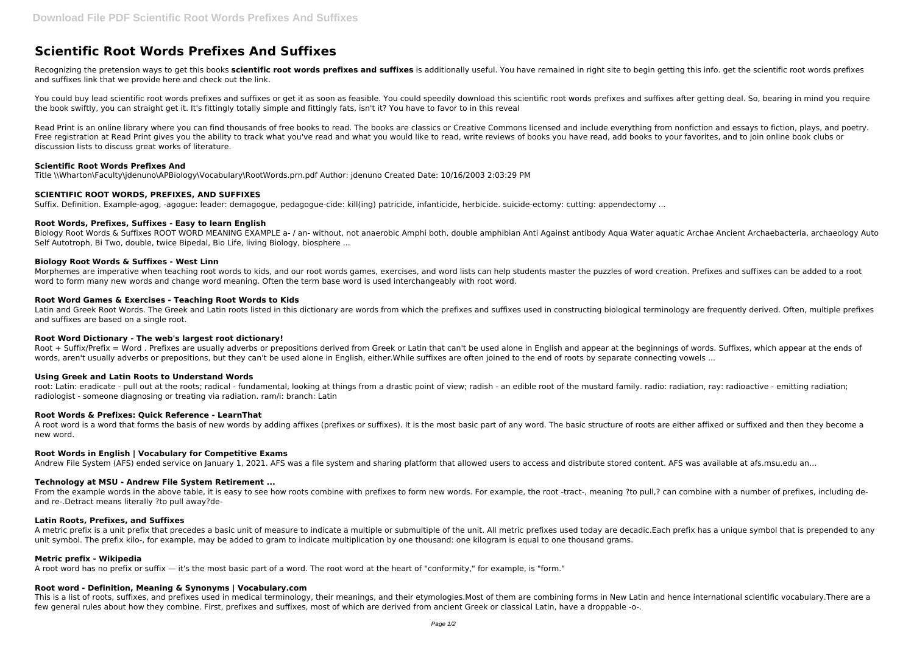# Scientific Root Words Prefixes And Suffixes

Recognizing the pretension ways to get this books **scientific root words prefixes and suffixes** is additionally useful. You have remained in right site to begin getting this info. get the scientific root words prefixes and suffixes link that we provide here and check out the link.

You could buy lead scientific root words prefixes and suffixes or get it as soon as feasible. You could speedily download this scientific root words prefixes and suffixes after getting deal. So, bearing in mind you require the book swiftly, you can straight get it. It's fittingly totally simple and fittingly fats, isn't it? You have to favor to in this reveal

Read Print is an online library where you can find thousands of free books to read. The books are classics or Creative Commons licensed and include everything from nonfiction and essays to fiction, plays, and poetry. Free registration at Read Print gives you the ability to track what you've read and what you would like to read, write reviews of books you have read, add books to your favorites, and to join online book clubs or discussion lists to discuss great works of literature.

### Scientific Root Words Prefixes And

Title \\Wharton\Faculty\jdenuno\APBiology\Vocabulary\RootWords.prn.pdf Author: jdenuno Created Date: 10/16/2003 2:03:29 PM

### SCIENTIFIC ROOT WORDS, PREFIXES, AND SUFFIXES

Suffix. Definition. Example-agog, -agogue: leader: demagogue, pedagogue-cide: kill(ing) patricide, infanticide, herbicide. suicide-ectomy: cutting: appendectomy ...

### Root Words, Prefixes, Suffixes - Easy to learn English

Biology Root Words & Suffixes ROOT WORD MEANING EXAMPLE a- / an- without, not anaerobic Amphi both, double amphibian Anti Against antibody Aqua Water aquatic Archae Ancient Archaebacteria, archaeology Auto Self Autotroph, Bi Two, double, twice Bipedal, Bio Life, living Biology, biosphere ...

### Biology Root Words & Suffixes - West Linn

Morphemes are imperative when teaching root words to kids, and our root words games, exercises, and word lists can help students master the puzzles of word creation. Prefixes and suffixes can be added to a root word to form many new words and change word meaning. Often the term base word is used interchangeably with root word.

### Root Word Games & Exercises - Teaching Root Words to Kids

Latin and Greek Root Words. The Greek and Latin roots listed in this dictionary are words from which the prefixes and suffixes used in constructing biological terminology are frequently derived. Often, multiple prefixes and suffixes are based on a single root.

### Root Word Dictionary - The web's largest root dictionary!

Root + Suffix/Prefix = Word . Prefixes are usually adverbs or prepositions derived from Greek or Latin that can't be used alone in English and appear at the beginnings of words. Suffixes, which appear at the ends of words, aren't usually adverbs or prepositions, but they can't be used alone in English, either.While suffixes are often joined to the end of roots by separate connecting vowels ...

### Using Greek and Latin Roots to Understand Words

root: Latin: eradicate - pull out at the roots; radical - fundamental, looking at things from a drastic point of view; radish - an edible root of the mustard family. radio: radiation, ray: radioactive - emitting radiation; radiologist - someone diagnosing or treating via radiation. ram/i: branch: Latin

### Root Words & Prefixes: Quick Reference - LearnThat

A root word is a word that forms the basis of new words by adding affixes (prefixes or suffixes). It is the most basic part of any word. The basic structure of roots are either affixed or suffixed and then they become a new word.

### Root Words in English | Vocabulary for Competitive Exams

Andrew File System (AFS) ended service on January 1, 2021. AFS was a file system and sharing platform that allowed users to access and distribute stored content. AFS was available at afs.msu.edu an…

### Technology at MSU - Andrew File System Retirement ...

From the example words in the above table, it is easy to see how roots combine with prefixes to form new words. For example, the root -tract-, meaning ?to pull,? can combine with a number of prefixes, including de- and re-.Detract means literally ?to pull away?de-

### Latin Roots, Prefixes, and Suffixes

A metric prefix is a unit prefix that precedes a basic unit of measure to indicate a multiple or submultiple of the unit. All metric prefixes used today are decadic.Each prefix has a unique symbol that is prepended to any unit symbol. The prefix kilo-, for example, may be added to gram to indicate multiplication by one thousand: one kilogram is equal to one thousand grams.

### Metric prefix - Wikipedia

A root word has no prefix or suffix — it's the most basic part of a word. The root word at the heart of "conformity," for example, is "form."

### Root word - Definition, Meaning & Synonyms | Vocabulary.com

This is a list of roots, suffixes, and prefixes used in medical terminology, their meanings, and their etymologies.Most of them are combining forms in New Latin and hence international scientific vocabulary.There are a few general rules about how they combine. First, prefixes and suffixes, most of which are derived from ancient Greek or classical Latin, have a droppable -o-.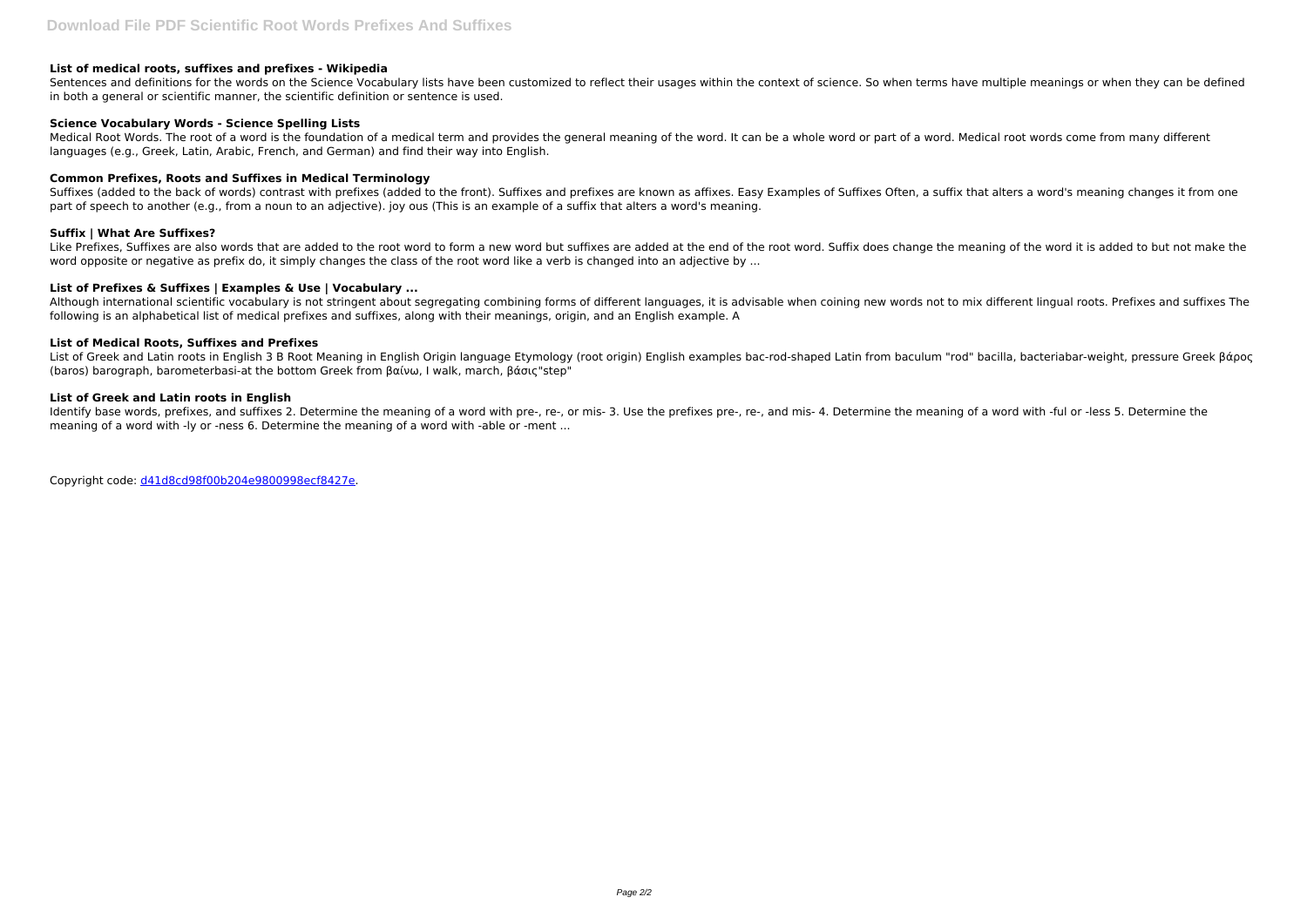### List of medical roots, suffixes and prefixes - Wikipedia

Sentences and definitions for the words on the Science Vocabulary lists have been customized to reflect their usages within the context of science. So when terms have multiple meanings or when they can be defined in both a general or scientific manner, the scientific definition or sentence is used.

### Science Vocabulary Words - Science Spelling Lists

Medical Root Words. The root of a word is the foundation of a medical term and provides the general meaning of the word. It can be a whole word or part of a word. Medical root words come from many different languages (e.g., Greek, Latin, Arabic, French, and German) and find their way into English.

### Common Prefixes, Roots and Suffixes in Medical Terminology

Suffixes (added to the back of words) contrast with prefixes (added to the front). Suffixes and prefixes are known as affixes. Easy Examples of Suffixes Often, a suffix that alters a word's meaning changes it from one part of speech to another (e.g., from a noun to an adjective). joy ous (This is an example of a suffix that alters a word's meaning.

### Suffix | What Are Suffixes?

Like Prefixes, Suffixes are also words that are added to the root word to form a new word but suffixes are added at the end of the root word. Suffix does change the meaning of the word it is added to but not make the word opposite or negative as prefix do, it simply changes the class of the root word like a verb is changed into an adjective by ...

### List of Prefixes & Suffixes | Examples & Use | Vocabulary ...

Although international scientific vocabulary is not stringent about segregating combining forms of different languages, it is advisable when coining new words not to mix different lingual roots. Prefixes and suffixes The following is an alphabetical list of medical prefixes and suffixes, along with their meanings, origin, and an English example. A

### List of Medical Roots, Suffixes and Prefixes

List of Greek and Latin roots in English 3 B Root Meaning in English Origin language Etymology (root origin) English examples bac-rod-shaped Latin from baculum "rod" bacilla, bacteriabar-weight, pressure Greek βάρος (baros) barograph, barometerbasi-at the bottom Greek from βαίνω, I walk, march, βάσις"step"

### List of Greek and Latin roots in English

Identify base words, prefixes, and suffixes 2. Determine the meaning of a word with pre-, re-, or mis- 3. Use the prefixes pre-, re-, and mis- 4. Determine the meaning of a word with -ful or -less 5. Determine the meaning of a word with -ly or -ness 6. Determine the meaning of a word with -able or -ment ...

Copyright code: d41d8cd98f00b204e9800998ecf8427e.